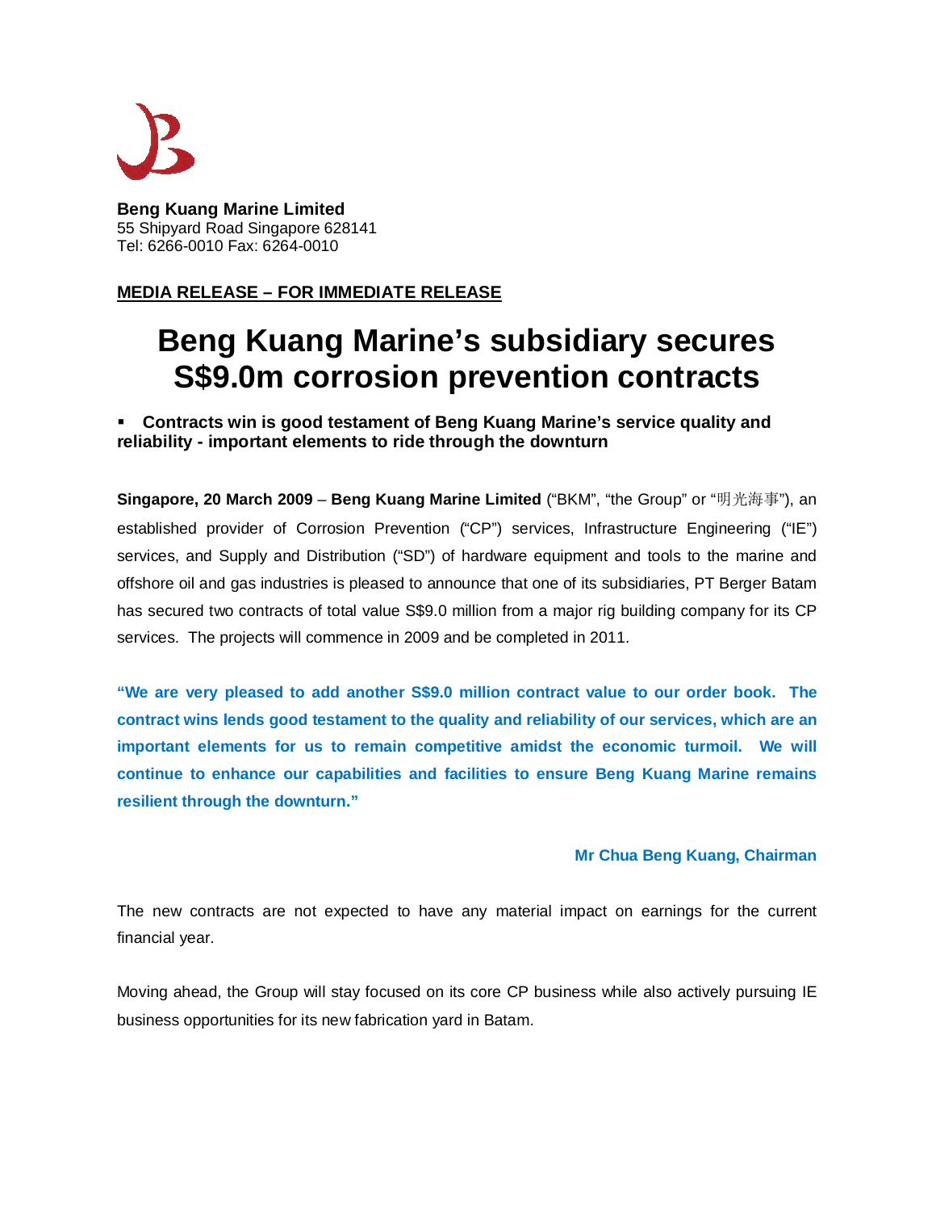**Beng Kuang Marine Limited**
55 Shipyard Road Singapore 628141
Tel: 6266-0010 Fax: 6264-0010

**MEDIA RELEASE – FOR IMMEDIATE RELEASE**

# Beng Kuang Marine's subsidiary secures S$9.0m corrosion prevention contracts

- **Contracts win is good testament of Beng Kuang Marine's service quality and reliability - important elements to ride through the downturn**

**Singapore, 20 March 2009** – **Beng Kuang Marine Limited** ("BKM", "the Group" or "明光海事"), an established provider of Corrosion Prevention ("CP") services, Infrastructure Engineering ("IE") services, and Supply and Distribution ("SD") of hardware equipment and tools to the marine and offshore oil and gas industries is pleased to announce that one of its subsidiaries, PT Berger Batam has secured two contracts of total value S$9.0 million from a major rig building company for its CP services. The projects will commence in 2009 and be completed in 2011.

**"We are very pleased to add another S$9.0 million contract value to our order book. The contract wins lends good testament to the quality and reliability of our services, which are an important elements for us to remain competitive amidst the economic turmoil. We will continue to enhance our capabilities and facilities to ensure Beng Kuang Marine remains resilient through the downturn."**

**Mr Chua Beng Kuang, Chairman**

The new contracts are not expected to have any material impact on earnings for the current financial year.

Moving ahead, the Group will stay focused on its core CP business while also actively pursuing IE business opportunities for its new fabrication yard in Batam.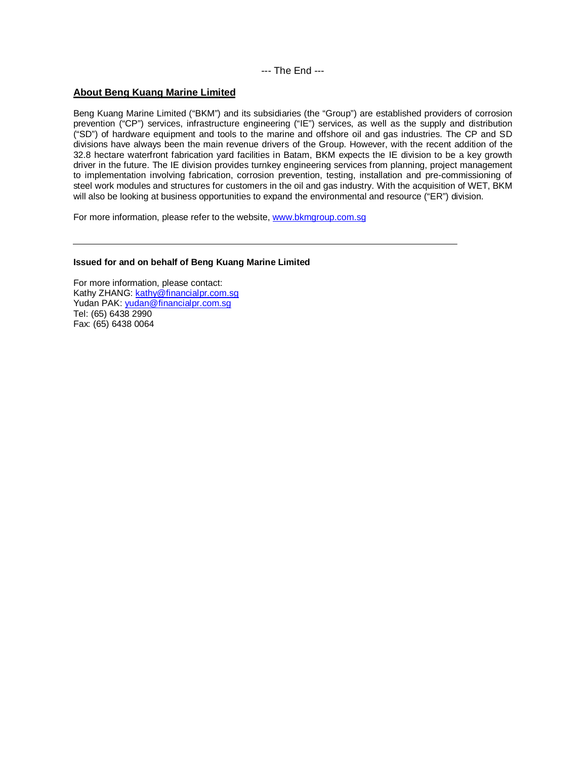--- The End ---

## About Beng Kuang Marine Limited

Beng Kuang Marine Limited ("BKM") and its subsidiaries (the "Group") are established providers of corrosion prevention ("CP") services, infrastructure engineering ("IE") services, as well as the supply and distribution ("SD") of hardware equipment and tools to the marine and offshore oil and gas industries. The CP and SD divisions have always been the main revenue drivers of the Group. However, with the recent addition of the 32.8 hectare waterfront fabrication yard facilities in Batam, BKM expects the IE division to be a key growth driver in the future. The IE division provides turnkey engineering services from planning, project management to implementation involving fabrication, corrosion prevention, testing, installation and pre-commissioning of steel work modules and structures for customers in the oil and gas industry. With the acquisition of WET, BKM will also be looking at business opportunities to expand the environmental and resource ("ER") division.

For more information, please refer to the website, www.bkmgroup.com.sg

---

**Issued for and on behalf of Beng Kuang Marine Limited**

For more information, please contact:
Kathy ZHANG: kathy@financialpr.com.sg
Yudan PAK: yudan@financialpr.com.sg
Tel: (65) 6438 2990
Fax: (65) 6438 0064